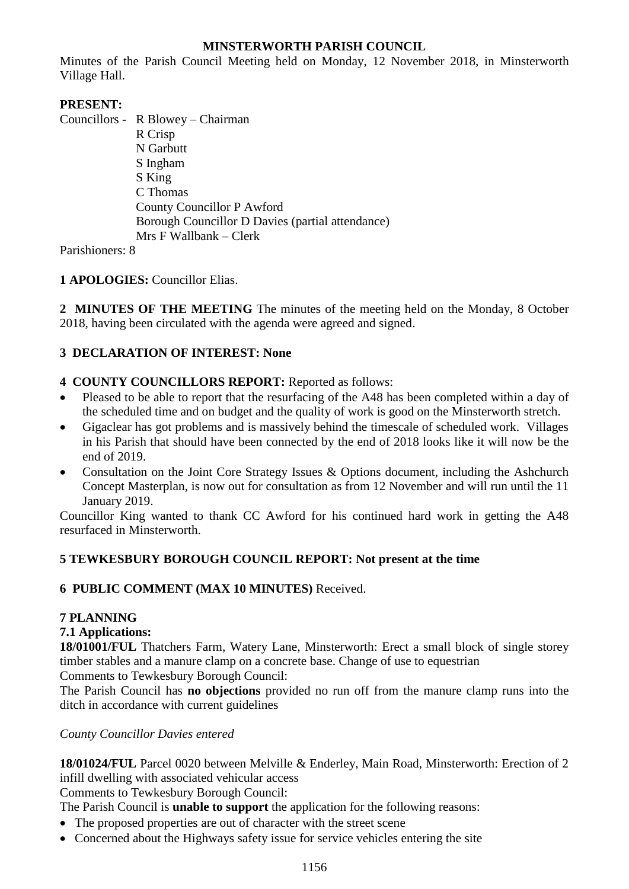# MINSTERWORTH PARISH COUNCIL

Minutes of the Parish Council Meeting held on Monday, 12 November 2018, in Minsterworth Village Hall.

**PRESENT:**

Councillors - R Blowey – Chairman
R Crisp
N Garbutt
S Ingham
S King
C Thomas
County Councillor P Awford
Borough Councillor D Davies (partial attendance)
Mrs F Wallbank – Clerk

Parishioners: 8

**1 APOLOGIES:** Councillor Elias.

**2 MINUTES OF THE MEETING** The minutes of the meeting held on the Monday, 8 October 2018, having been circulated with the agenda were agreed and signed.

**3 DECLARATION OF INTEREST: None**

**4 COUNTY COUNCILLORS REPORT:** Reported as follows:

- Pleased to be able to report that the resurfacing of the A48 has been completed within a day of the scheduled time and on budget and the quality of work is good on the Minsterworth stretch.
- Gigaclear has got problems and is massively behind the timescale of scheduled work. Villages in his Parish that should have been connected by the end of 2018 looks like it will now be the end of 2019.
- Consultation on the Joint Core Strategy Issues & Options document, including the Ashchurch Concept Masterplan, is now out for consultation as from 12 November and will run until the 11 January 2019.

Councillor King wanted to thank CC Awford for his continued hard work in getting the A48 resurfaced in Minsterworth.

**5 TEWKESBURY BOROUGH COUNCIL REPORT: Not present at the time**

**6 PUBLIC COMMENT (MAX 10 MINUTES)** Received.

**7 PLANNING**

**7.1 Applications:**

**18/01001/FUL** Thatchers Farm, Watery Lane, Minsterworth: Erect a small block of single storey timber stables and a manure clamp on a concrete base. Change of use to equestrian

Comments to Tewkesbury Borough Council:

The Parish Council has **no objections** provided no run off from the manure clamp runs into the ditch in accordance with current guidelines

*County Councillor Davies entered*

**18/01024/FUL** Parcel 0020 between Melville & Enderley, Main Road, Minsterworth: Erection of 2 infill dwelling with associated vehicular access

Comments to Tewkesbury Borough Council:

The Parish Council is **unable to support** the application for the following reasons:

- The proposed properties are out of character with the street scene
- Concerned about the Highways safety issue for service vehicles entering the site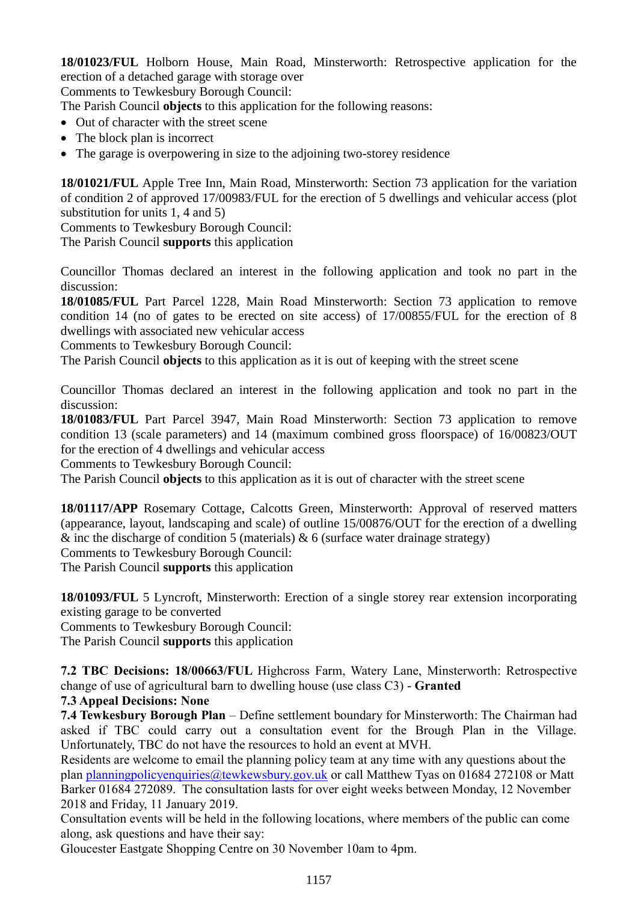**18/01023/FUL** Holborn House, Main Road, Minsterworth: Retrospective application for the erection of a detached garage with storage over
Comments to Tewkesbury Borough Council:
The Parish Council **objects** to this application for the following reasons:

- Out of character with the street scene
- The block plan is incorrect
- The garage is overpowering in size to the adjoining two-storey residence

**18/01021/FUL** Apple Tree Inn, Main Road, Minsterworth: Section 73 application for the variation of condition 2 of approved 17/00983/FUL for the erection of 5 dwellings and vehicular access (plot substitution for units 1, 4 and 5)
Comments to Tewkesbury Borough Council:
The Parish Council **supports** this application

Councillor Thomas declared an interest in the following application and took no part in the discussion:
**18/01085/FUL** Part Parcel 1228, Main Road Minsterworth: Section 73 application to remove condition 14 (no of gates to be erected on site access) of 17/00855/FUL for the erection of 8 dwellings with associated new vehicular access
Comments to Tewkesbury Borough Council:
The Parish Council **objects** to this application as it is out of keeping with the street scene

Councillor Thomas declared an interest in the following application and took no part in the discussion:
**18/01083/FUL** Part Parcel 3947, Main Road Minsterworth: Section 73 application to remove condition 13 (scale parameters) and 14 (maximum combined gross floorspace) of 16/00823/OUT for the erection of 4 dwellings and vehicular access
Comments to Tewkesbury Borough Council:
The Parish Council **objects** to this application as it is out of character with the street scene

**18/01117/APP** Rosemary Cottage, Calcotts Green, Minsterworth: Approval of reserved matters (appearance, layout, landscaping and scale) of outline 15/00876/OUT for the erection of a dwelling & inc the discharge of condition 5 (materials) & 6 (surface water drainage strategy)
Comments to Tewkesbury Borough Council:
The Parish Council **supports** this application

**18/01093/FUL** 5 Lyncroft, Minsterworth: Erection of a single storey rear extension incorporating existing garage to be converted
Comments to Tewkesbury Borough Council:
The Parish Council **supports** this application

**7.2 TBC Decisions: 18/00663/FUL** Highcross Farm, Watery Lane, Minsterworth: Retrospective change of use of agricultural barn to dwelling house (use class C3) - **Granted**

**7.3 Appeal Decisions: None**

**7.4 Tewkesbury Borough Plan** – Define settlement boundary for Minsterworth: The Chairman had asked if TBC could carry out a consultation event for the Brough Plan in the Village. Unfortunately, TBC do not have the resources to hold an event at MVH.
Residents are welcome to email the planning policy team at any time with any questions about the plan planningpolicyenquiries@tewkewsbury.gov.uk or call Matthew Tyas on 01684 272108 or Matt Barker 01684 272089. The consultation lasts for over eight weeks between Monday, 12 November 2018 and Friday, 11 January 2019.
Consultation events will be held in the following locations, where members of the public can come along, ask questions and have their say:
Gloucester Eastgate Shopping Centre on 30 November 10am to 4pm.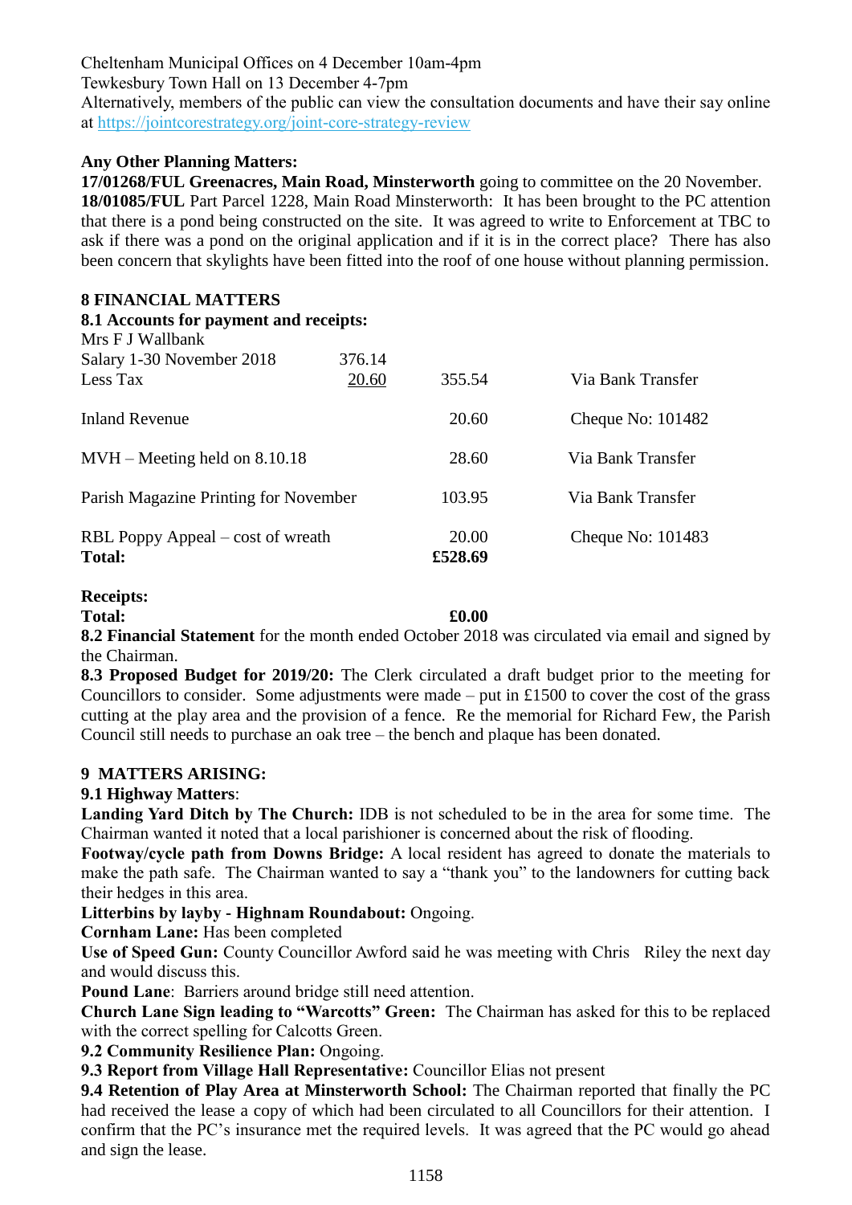Cheltenham Municipal Offices on 4 December 10am-4pm
Tewkesbury Town Hall on 13 December 4-7pm
Alternatively, members of the public can view the consultation documents and have their say online at https://jointcorestrategy.org/joint-core-strategy-review

**Any Other Planning Matters:**
**17/01268/FUL Greenacres, Main Road, Minsterworth** going to committee on the 20 November.
**18/01085/FUL** Part Parcel 1228, Main Road Minsterworth: It has been brought to the PC attention that there is a pond being constructed on the site. It was agreed to write to Enforcement at TBC to ask if there was a pond on the original application and if it is in the correct place? There has also been concern that skylights have been fitted into the roof of one house without planning permission.

## 8 FINANCIAL MATTERS

**8.1 Accounts for payment and receipts:**

| | | | |
|---|---|---|---|
| Mrs F J Wallbank | | | |
| Salary 1-30 November 2018 | 376.14 | | |
| Less Tax | 20.60 | 355.54 | Via Bank Transfer |
| Inland Revenue | | 20.60 | Cheque No: 101482 |
| MVH – Meeting held on 8.10.18 | | 28.60 | Via Bank Transfer |
| Parish Magazine Printing for November | | 103.95 | Via Bank Transfer |
| RBL Poppy Appeal – cost of wreath | | 20.00 | Cheque No: 101483 |
| **Total:** | | **£528.69** | |

**Receipts:**
**Total:** **£0.00**

**8.2 Financial Statement** for the month ended October 2018 was circulated via email and signed by the Chairman.
**8.3 Proposed Budget for 2019/20:** The Clerk circulated a draft budget prior to the meeting for Councillors to consider. Some adjustments were made – put in £1500 to cover the cost of the grass cutting at the play area and the provision of a fence. Re the memorial for Richard Few, the Parish Council still needs to purchase an oak tree – the bench and plaque has been donated.

## 9 MATTERS ARISING:

**9.1 Highway Matters**:
**Landing Yard Ditch by The Church:** IDB is not scheduled to be in the area for some time. The Chairman wanted it noted that a local parishioner is concerned about the risk of flooding.
**Footway/cycle path from Downs Bridge:** A local resident has agreed to donate the materials to make the path safe. The Chairman wanted to say a "thank you" to the landowners for cutting back their hedges in this area.
**Litterbins by layby - Highnam Roundabout:** Ongoing.
**Cornham Lane:** Has been completed
**Use of Speed Gun:** County Councillor Awford said he was meeting with Chris Riley the next day and would discuss this.
**Pound Lane**: Barriers around bridge still need attention.
**Church Lane Sign leading to "Warcotts" Green:** The Chairman has asked for this to be replaced with the correct spelling for Calcotts Green.
**9.2 Community Resilience Plan:** Ongoing.
**9.3 Report from Village Hall Representative:** Councillor Elias not present
**9.4 Retention of Play Area at Minsterworth School:** The Chairman reported that finally the PC had received the lease a copy of which had been circulated to all Councillors for their attention. I confirm that the PC's insurance met the required levels. It was agreed that the PC would go ahead and sign the lease.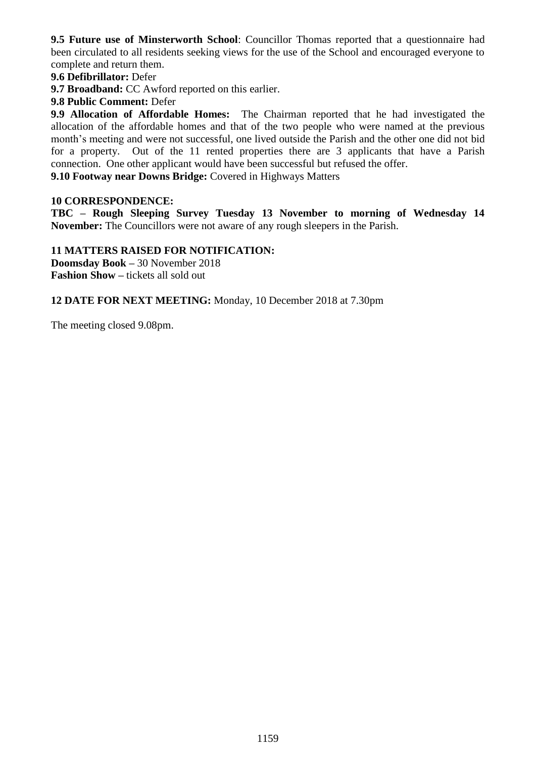**9.5 Future use of Minsterworth School**: Councillor Thomas reported that a questionnaire had been circulated to all residents seeking views for the use of the School and encouraged everyone to complete and return them.

**9.6 Defibrillator:** Defer

**9.7 Broadband:** CC Awford reported on this earlier.

**9.8 Public Comment:** Defer

**9.9 Allocation of Affordable Homes:** The Chairman reported that he had investigated the allocation of the affordable homes and that of the two people who were named at the previous month's meeting and were not successful, one lived outside the Parish and the other one did not bid for a property. Out of the 11 rented properties there are 3 applicants that have a Parish connection. One other applicant would have been successful but refused the offer.

**9.10 Footway near Downs Bridge:** Covered in Highways Matters

**10 CORRESPONDENCE:**

**TBC – Rough Sleeping Survey Tuesday 13 November to morning of Wednesday 14 November:** The Councillors were not aware of any rough sleepers in the Parish.

**11 MATTERS RAISED FOR NOTIFICATION:**

**Doomsday Book –** 30 November 2018

**Fashion Show –** tickets all sold out

**12 DATE FOR NEXT MEETING:** Monday, 10 December 2018 at 7.30pm

The meeting closed 9.08pm.